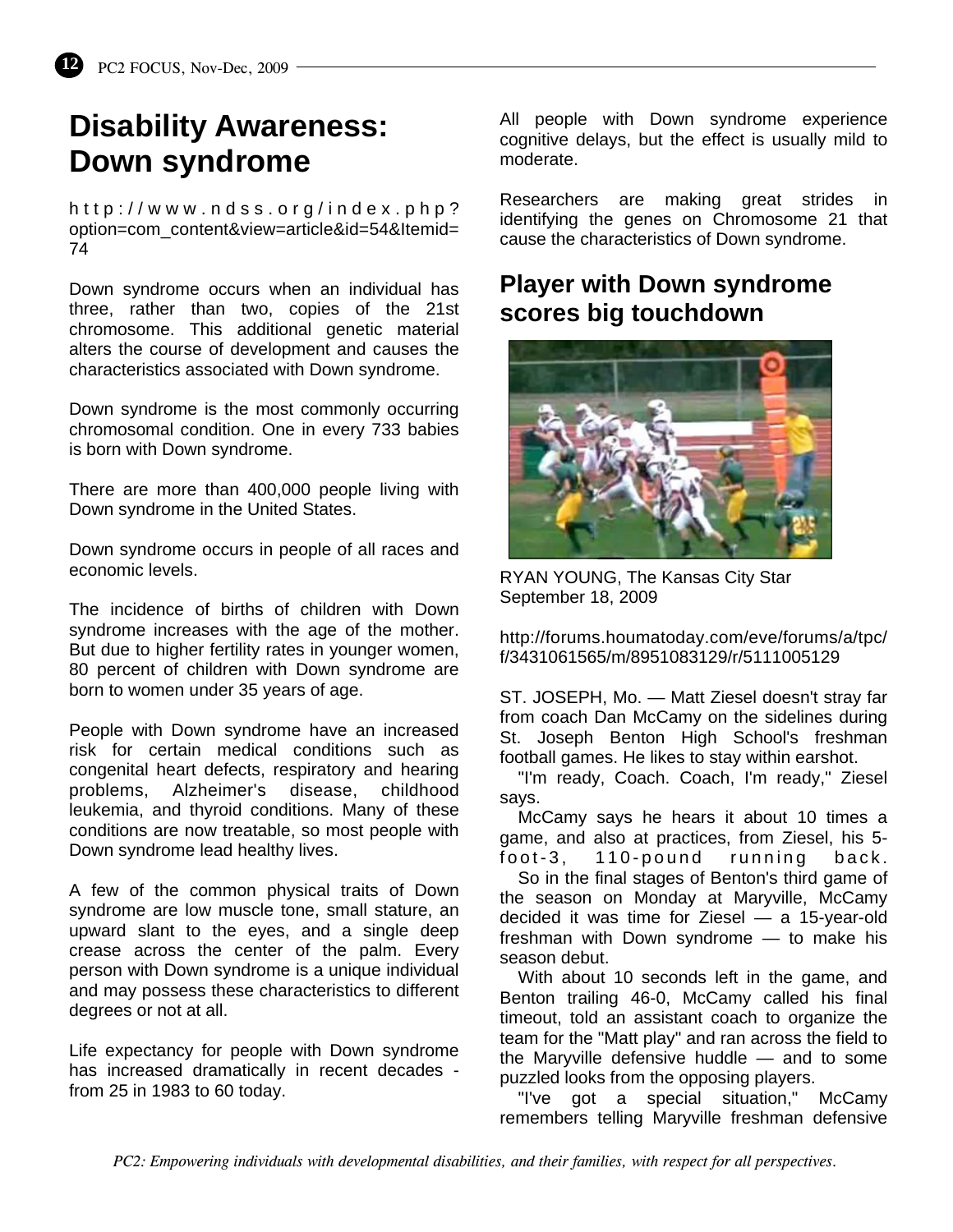# Disability Awareness: Down syndrome

http://www.ndss.org/index.php?option=com_content&view=article&id=54&Itemid=74

Down syndrome occurs when an individual has three, rather than two, copies of the 21st chromosome. This additional genetic material alters the course of development and causes the characteristics associated with Down syndrome.

Down syndrome is the most commonly occurring chromosomal condition. One in every 733 babies is born with Down syndrome.

There are more than 400,000 people living with Down syndrome in the United States.

Down syndrome occurs in people of all races and economic levels.

The incidence of births of children with Down syndrome increases with the age of the mother. But due to higher fertility rates in younger women, 80 percent of children with Down syndrome are born to women under 35 years of age.

People with Down syndrome have an increased risk for certain medical conditions such as congenital heart defects, respiratory and hearing problems, Alzheimer's disease, childhood leukemia, and thyroid conditions. Many of these conditions are now treatable, so most people with Down syndrome lead healthy lives.

A few of the common physical traits of Down syndrome are low muscle tone, small stature, an upward slant to the eyes, and a single deep crease across the center of the palm. Every person with Down syndrome is a unique individual and may possess these characteristics to different degrees or not at all.

Life expectancy for people with Down syndrome has increased dramatically in recent decades - from 25 in 1983 to 60 today.

All people with Down syndrome experience cognitive delays, but the effect is usually mild to moderate.

Researchers are making great strides in identifying the genes on Chromosome 21 that cause the characteristics of Down syndrome.

## Player with Down syndrome scores big touchdown

RYAN YOUNG, The Kansas City Star
September 18, 2009

http://forums.houmatoday.com/eve/forums/a/tpc/f/3431061565/m/8951083129/r/5111005129

ST. JOSEPH, Mo. — Matt Ziesel doesn't stray far from coach Dan McCamy on the sidelines during St. Joseph Benton High School's freshman football games. He likes to stay within earshot.

"I'm ready, Coach. Coach, I'm ready," Ziesel says.

McCamy says he hears it about 10 times a game, and also at practices, from Ziesel, his 5-foot-3, 110-pound running back.

So in the final stages of Benton's third game of the season on Monday at Maryville, McCamy decided it was time for Ziesel — a 15-year-old freshman with Down syndrome — to make his season debut.

With about 10 seconds left in the game, and Benton trailing 46-0, McCamy called his final timeout, told an assistant coach to organize the team for the "Matt play" and ran across the field to the Maryville defensive huddle — and to some puzzled looks from the opposing players.

"I've got a special situation," McCamy remembers telling Maryville freshman defensive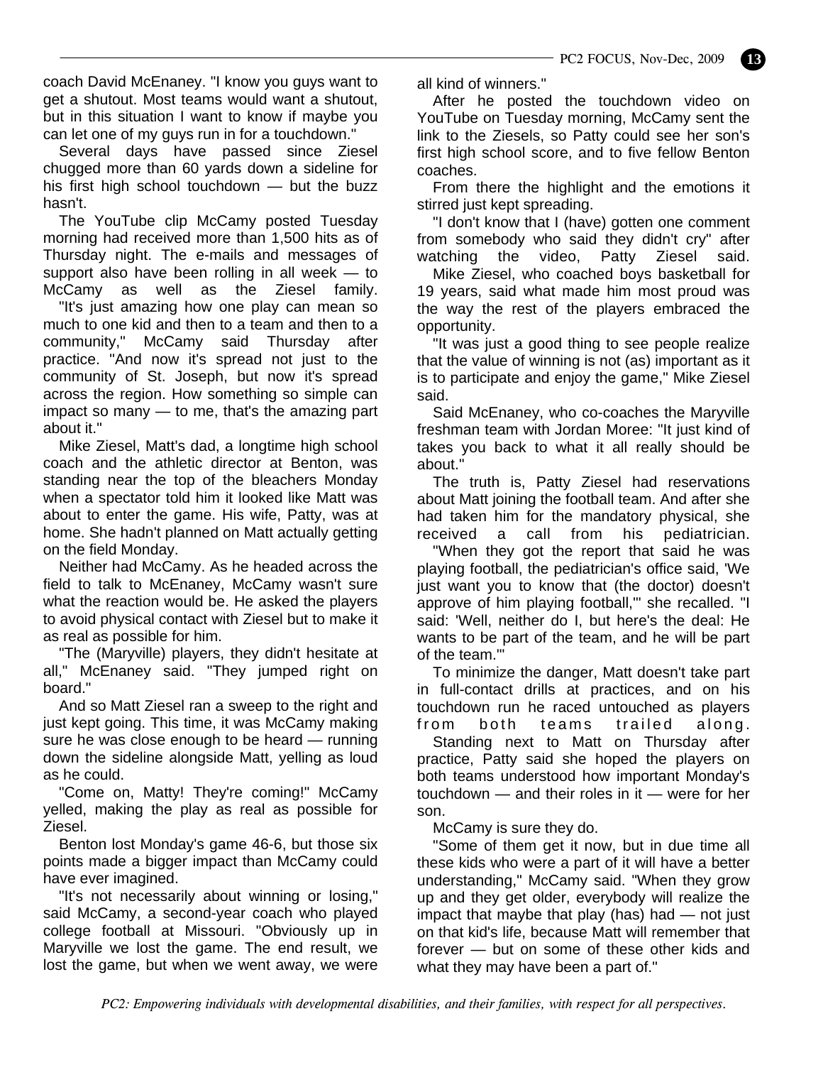coach David McEnaney. "I know you guys want to get a shutout. Most teams would want a shutout, but in this situation I want to know if maybe you can let one of my guys run in for a touchdown."

Several days have passed since Ziesel chugged more than 60 yards down a sideline for his first high school touchdown — but the buzz hasn't.

The YouTube clip McCamy posted Tuesday morning had received more than 1,500 hits as of Thursday night. The e-mails and messages of support also have been rolling in all week — to McCamy as well as the Ziesel family.

"It's just amazing how one play can mean so much to one kid and then to a team and then to a community," McCamy said Thursday after practice. "And now it's spread not just to the community of St. Joseph, but now it's spread across the region. How something so simple can impact so many — to me, that's the amazing part about it."

Mike Ziesel, Matt's dad, a longtime high school coach and the athletic director at Benton, was standing near the top of the bleachers Monday when a spectator told him it looked like Matt was about to enter the game. His wife, Patty, was at home. She hadn't planned on Matt actually getting on the field Monday.

Neither had McCamy. As he headed across the field to talk to McEnaney, McCamy wasn't sure what the reaction would be. He asked the players to avoid physical contact with Ziesel but to make it as real as possible for him.

"The (Maryville) players, they didn't hesitate at all," McEnaney said. "They jumped right on board."

And so Matt Ziesel ran a sweep to the right and just kept going. This time, it was McCamy making sure he was close enough to be heard — running down the sideline alongside Matt, yelling as loud as he could.

"Come on, Matty! They're coming!" McCamy yelled, making the play as real as possible for Ziesel.

Benton lost Monday's game 46-6, but those six points made a bigger impact than McCamy could have ever imagined.

"It's not necessarily about winning or losing," said McCamy, a second-year coach who played college football at Missouri. "Obviously up in Maryville we lost the game. The end result, we lost the game, but when we went away, we were all kind of winners."

After he posted the touchdown video on YouTube on Tuesday morning, McCamy sent the link to the Ziesels, so Patty could see her son's first high school score, and to five fellow Benton coaches.

From there the highlight and the emotions it stirred just kept spreading.

"I don't know that I (have) gotten one comment from somebody who said they didn't cry" after watching the video, Patty Ziesel said.

Mike Ziesel, who coached boys basketball for 19 years, said what made him most proud was the way the rest of the players embraced the opportunity.

"It was just a good thing to see people realize that the value of winning is not (as) important as it is to participate and enjoy the game," Mike Ziesel said.

Said McEnaney, who co-coaches the Maryville freshman team with Jordan Moree: "It just kind of takes you back to what it all really should be about."

The truth is, Patty Ziesel had reservations about Matt joining the football team. And after she had taken him for the mandatory physical, she received a call from his pediatrician.

"When they got the report that said he was playing football, the pediatrician's office said, 'We just want you to know that (the doctor) doesn't approve of him playing football,'" she recalled. "I said: 'Well, neither do I, but here's the deal: He wants to be part of the team, and he will be part of the team.'"

To minimize the danger, Matt doesn't take part in full-contact drills at practices, and on his touchdown run he raced untouched as players from both teams trailed along.

Standing next to Matt on Thursday after practice, Patty said she hoped the players on both teams understood how important Monday's touchdown — and their roles in it — were for her son.

McCamy is sure they do.

"Some of them get it now, but in due time all these kids who were a part of it will have a better understanding," McCamy said. "When they grow up and they get older, everybody will realize the impact that maybe that play (has) had — not just on that kid's life, because Matt will remember that forever — but on some of these other kids and what they may have been a part of."